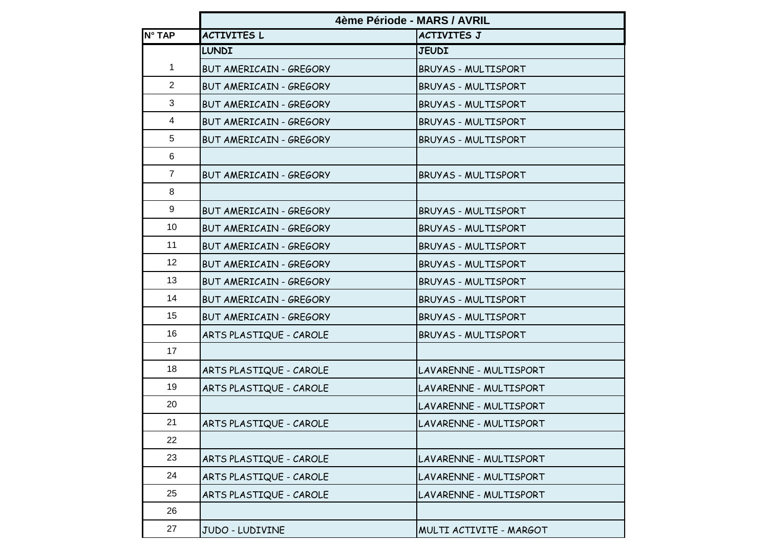| | 4ème Période - MARS / AVRIL | |
|---|---|---|
| N° TAP | ACTIVITES L | ACTIVITES J |
| | LUNDI | JEUDI |
| 1 | BUT AMERICAIN - GREGORY | BRUYAS - MULTISPORT |
| 2 | BUT AMERICAIN - GREGORY | BRUYAS - MULTISPORT |
| 3 | BUT AMERICAIN - GREGORY | BRUYAS - MULTISPORT |
| 4 | BUT AMERICAIN - GREGORY | BRUYAS - MULTISPORT |
| 5 | BUT AMERICAIN - GREGORY | BRUYAS - MULTISPORT |
| 6 | | |
| 7 | BUT AMERICAIN - GREGORY | BRUYAS - MULTISPORT |
| 8 | | |
| 9 | BUT AMERICAIN - GREGORY | BRUYAS - MULTISPORT |
| 10 | BUT AMERICAIN - GREGORY | BRUYAS - MULTISPORT |
| 11 | BUT AMERICAIN - GREGORY | BRUYAS - MULTISPORT |
| 12 | BUT AMERICAIN - GREGORY | BRUYAS - MULTISPORT |
| 13 | BUT AMERICAIN - GREGORY | BRUYAS - MULTISPORT |
| 14 | BUT AMERICAIN - GREGORY | BRUYAS - MULTISPORT |
| 15 | BUT AMERICAIN - GREGORY | BRUYAS - MULTISPORT |
| 16 | ARTS PLASTIQUE - CAROLE | BRUYAS - MULTISPORT |
| 17 | | |
| 18 | ARTS PLASTIQUE - CAROLE | LAVARENNE - MULTISPORT |
| 19 | ARTS PLASTIQUE - CAROLE | LAVARENNE - MULTISPORT |
| 20 | | LAVARENNE - MULTISPORT |
| 21 | ARTS PLASTIQUE - CAROLE | LAVARENNE - MULTISPORT |
| 22 | | |
| 23 | ARTS PLASTIQUE - CAROLE | LAVARENNE - MULTISPORT |
| 24 | ARTS PLASTIQUE - CAROLE | LAVARENNE - MULTISPORT |
| 25 | ARTS PLASTIQUE - CAROLE | LAVARENNE - MULTISPORT |
| 26 | | |
| 27 | JUDO - LUDIVINE | MULTI ACTIVITE - MARGOT |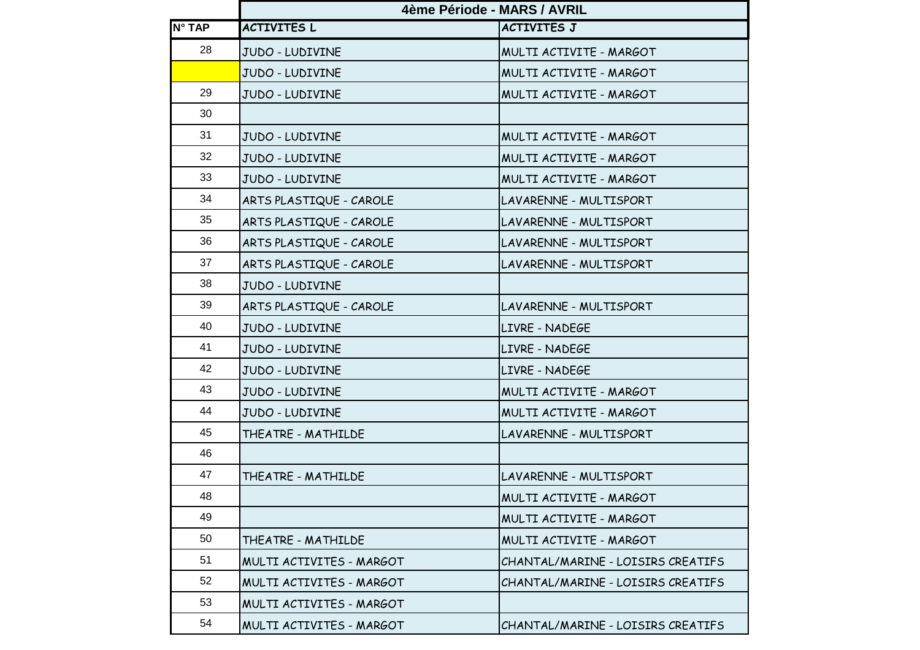| | 4ème Période - MARS / AVRIL | |
|---|---|---|
| N° TAP | ACTIVITES L | ACTIVITES J |
| 28 | JUDO - LUDIVINE | MULTI ACTIVITE - MARGOT |
| | JUDO - LUDIVINE | MULTI ACTIVITE - MARGOT |
| 29 | JUDO - LUDIVINE | MULTI ACTIVITE - MARGOT |
| 30 | | |
| 31 | JUDO - LUDIVINE | MULTI ACTIVITE - MARGOT |
| 32 | JUDO - LUDIVINE | MULTI ACTIVITE - MARGOT |
| 33 | JUDO - LUDIVINE | MULTI ACTIVITE - MARGOT |
| 34 | ARTS PLASTIQUE - CAROLE | LAVARENNE - MULTISPORT |
| 35 | ARTS PLASTIQUE - CAROLE | LAVARENNE - MULTISPORT |
| 36 | ARTS PLASTIQUE - CAROLE | LAVARENNE - MULTISPORT |
| 37 | ARTS PLASTIQUE - CAROLE | LAVARENNE - MULTISPORT |
| 38 | JUDO - LUDIVINE | |
| 39 | ARTS PLASTIQUE - CAROLE | LAVARENNE - MULTISPORT |
| 40 | JUDO - LUDIVINE | LIVRE - NADEGE |
| 41 | JUDO - LUDIVINE | LIVRE - NADEGE |
| 42 | JUDO - LUDIVINE | LIVRE - NADEGE |
| 43 | JUDO - LUDIVINE | MULTI ACTIVITE - MARGOT |
| 44 | JUDO - LUDIVINE | MULTI ACTIVITE - MARGOT |
| 45 | THEATRE - MATHILDE | LAVARENNE - MULTISPORT |
| 46 | | |
| 47 | THEATRE - MATHILDE | LAVARENNE - MULTISPORT |
| 48 | | MULTI ACTIVITE - MARGOT |
| 49 | | MULTI ACTIVITE - MARGOT |
| 50 | THEATRE - MATHILDE | MULTI ACTIVITE - MARGOT |
| 51 | MULTI ACTIVITES - MARGOT | CHANTAL/MARINE - LOISIRS CREATIFS |
| 52 | MULTI ACTIVITES - MARGOT | CHANTAL/MARINE - LOISIRS CREATIFS |
| 53 | MULTI ACTIVITES - MARGOT | |
| 54 | MULTI ACTIVITES - MARGOT | CHANTAL/MARINE - LOISIRS CREATIFS |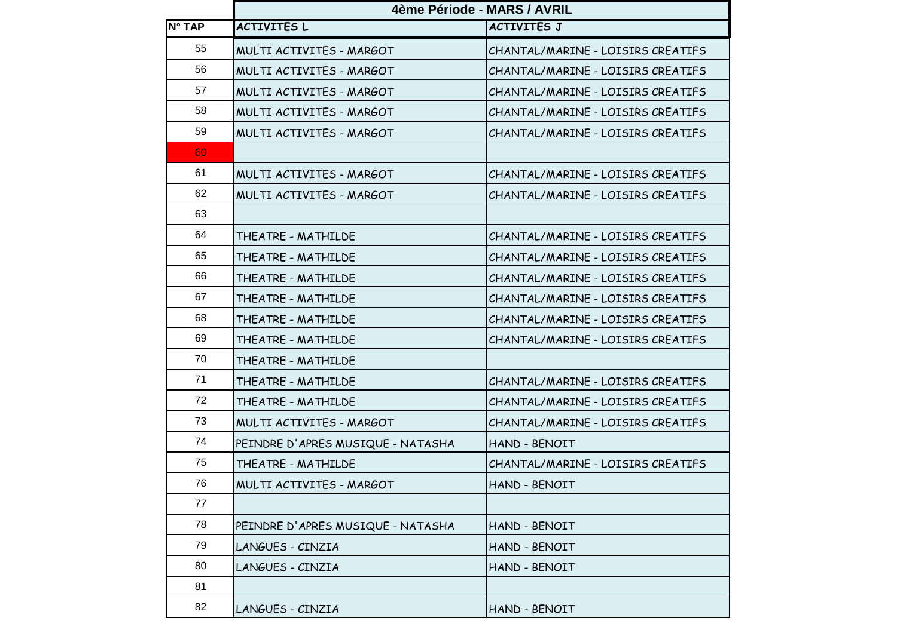| | 4ème Période - MARS / AVRIL | |
|---|---|---|
| N° TAP | ACTIVITES L | ACTIVITES J |
| 55 | MULTI ACTIVITES - MARGOT | CHANTAL/MARINE - LOISIRS CREATIFS |
| 56 | MULTI ACTIVITES - MARGOT | CHANTAL/MARINE - LOISIRS CREATIFS |
| 57 | MULTI ACTIVITES - MARGOT | CHANTAL/MARINE - LOISIRS CREATIFS |
| 58 | MULTI ACTIVITES - MARGOT | CHANTAL/MARINE - LOISIRS CREATIFS |
| 59 | MULTI ACTIVITES - MARGOT | CHANTAL/MARINE - LOISIRS CREATIFS |
| 60 | | |
| 61 | MULTI ACTIVITES - MARGOT | CHANTAL/MARINE - LOISIRS CREATIFS |
| 62 | MULTI ACTIVITES - MARGOT | CHANTAL/MARINE - LOISIRS CREATIFS |
| 63 | | |
| 64 | THEATRE - MATHILDE | CHANTAL/MARINE - LOISIRS CREATIFS |
| 65 | THEATRE - MATHILDE | CHANTAL/MARINE - LOISIRS CREATIFS |
| 66 | THEATRE - MATHILDE | CHANTAL/MARINE - LOISIRS CREATIFS |
| 67 | THEATRE - MATHILDE | CHANTAL/MARINE - LOISIRS CREATIFS |
| 68 | THEATRE - MATHILDE | CHANTAL/MARINE - LOISIRS CREATIFS |
| 69 | THEATRE - MATHILDE | CHANTAL/MARINE - LOISIRS CREATIFS |
| 70 | THEATRE - MATHILDE | |
| 71 | THEATRE - MATHILDE | CHANTAL/MARINE - LOISIRS CREATIFS |
| 72 | THEATRE - MATHILDE | CHANTAL/MARINE - LOISIRS CREATIFS |
| 73 | MULTI ACTIVITES - MARGOT | CHANTAL/MARINE - LOISIRS CREATIFS |
| 74 | PEINDRE D'APRES MUSIQUE - NATASHA | HAND - BENOIT |
| 75 | THEATRE - MATHILDE | CHANTAL/MARINE - LOISIRS CREATIFS |
| 76 | MULTI ACTIVITES - MARGOT | HAND - BENOIT |
| 77 | | |
| 78 | PEINDRE D'APRES MUSIQUE - NATASHA | HAND - BENOIT |
| 79 | LANGUES - CINZIA | HAND - BENOIT |
| 80 | LANGUES - CINZIA | HAND - BENOIT |
| 81 | | |
| 82 | LANGUES - CINZIA | HAND - BENOIT |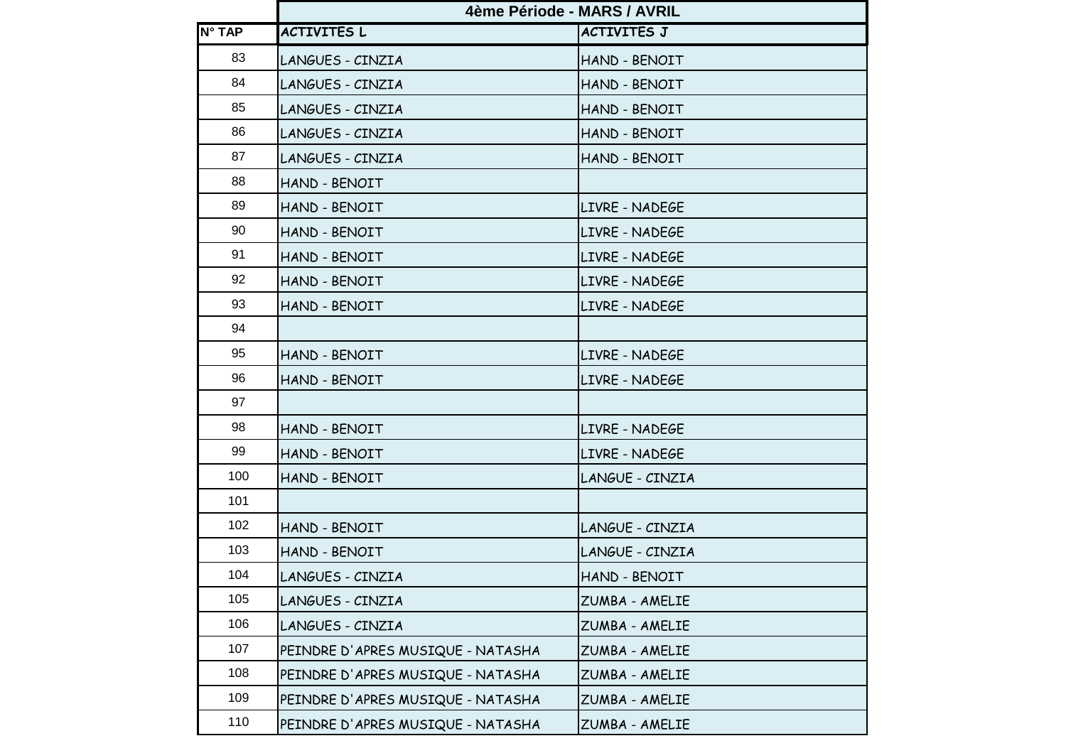| | 4ème Période - MARS / AVRIL | |
|---|---|---|
| N° TAP | ACTIVITES L | ACTIVITES J |
| 83 | LANGUES - CINZIA | HAND - BENOIT |
| 84 | LANGUES - CINZIA | HAND - BENOIT |
| 85 | LANGUES - CINZIA | HAND - BENOIT |
| 86 | LANGUES - CINZIA | HAND - BENOIT |
| 87 | LANGUES - CINZIA | HAND - BENOIT |
| 88 | HAND - BENOIT | |
| 89 | HAND - BENOIT | LIVRE - NADEGE |
| 90 | HAND - BENOIT | LIVRE - NADEGE |
| 91 | HAND - BENOIT | LIVRE - NADEGE |
| 92 | HAND - BENOIT | LIVRE - NADEGE |
| 93 | HAND - BENOIT | LIVRE - NADEGE |
| 94 | | |
| 95 | HAND - BENOIT | LIVRE - NADEGE |
| 96 | HAND - BENOIT | LIVRE - NADEGE |
| 97 | | |
| 98 | HAND - BENOIT | LIVRE - NADEGE |
| 99 | HAND - BENOIT | LIVRE - NADEGE |
| 100 | HAND - BENOIT | LANGUE - CINZIA |
| 101 | | |
| 102 | HAND - BENOIT | LANGUE - CINZIA |
| 103 | HAND - BENOIT | LANGUE - CINZIA |
| 104 | LANGUES - CINZIA | HAND - BENOIT |
| 105 | LANGUES - CINZIA | ZUMBA - AMELIE |
| 106 | LANGUES - CINZIA | ZUMBA - AMELIE |
| 107 | PEINDRE D'APRES MUSIQUE - NATASHA | ZUMBA - AMELIE |
| 108 | PEINDRE D'APRES MUSIQUE - NATASHA | ZUMBA - AMELIE |
| 109 | PEINDRE D'APRES MUSIQUE - NATASHA | ZUMBA - AMELIE |
| 110 | PEINDRE D'APRES MUSIQUE - NATASHA | ZUMBA - AMELIE |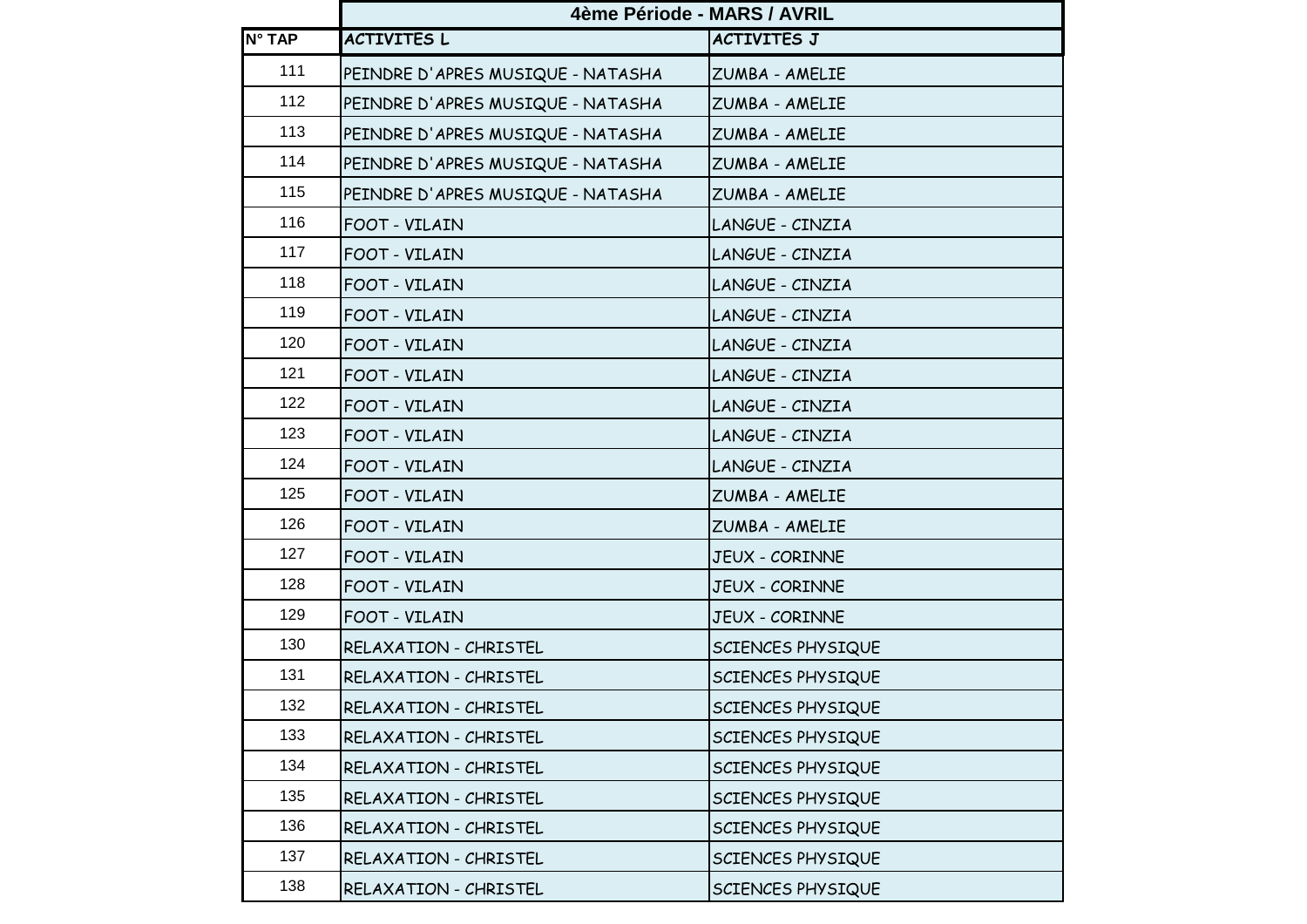| | 4ème Période - MARS / AVRIL | |
|---|---|---|
| N° TAP | ACTIVITES L | ACTIVITES J |
| 111 | PEINDRE D'APRES MUSIQUE - NATASHA | ZUMBA - AMELIE |
| 112 | PEINDRE D'APRES MUSIQUE - NATASHA | ZUMBA - AMELIE |
| 113 | PEINDRE D'APRES MUSIQUE - NATASHA | ZUMBA - AMELIE |
| 114 | PEINDRE D'APRES MUSIQUE - NATASHA | ZUMBA - AMELIE |
| 115 | PEINDRE D'APRES MUSIQUE - NATASHA | ZUMBA - AMELIE |
| 116 | FOOT - VILAIN | LANGUE - CINZIA |
| 117 | FOOT - VILAIN | LANGUE - CINZIA |
| 118 | FOOT - VILAIN | LANGUE - CINZIA |
| 119 | FOOT - VILAIN | LANGUE - CINZIA |
| 120 | FOOT - VILAIN | LANGUE - CINZIA |
| 121 | FOOT - VILAIN | LANGUE - CINZIA |
| 122 | FOOT - VILAIN | LANGUE - CINZIA |
| 123 | FOOT - VILAIN | LANGUE - CINZIA |
| 124 | FOOT - VILAIN | LANGUE - CINZIA |
| 125 | FOOT - VILAIN | ZUMBA - AMELIE |
| 126 | FOOT - VILAIN | ZUMBA - AMELIE |
| 127 | FOOT - VILAIN | JEUX - CORINNE |
| 128 | FOOT - VILAIN | JEUX - CORINNE |
| 129 | FOOT - VILAIN | JEUX - CORINNE |
| 130 | RELAXATION - CHRISTEL | SCIENCES PHYSIQUE |
| 131 | RELAXATION - CHRISTEL | SCIENCES PHYSIQUE |
| 132 | RELAXATION - CHRISTEL | SCIENCES PHYSIQUE |
| 133 | RELAXATION - CHRISTEL | SCIENCES PHYSIQUE |
| 134 | RELAXATION - CHRISTEL | SCIENCES PHYSIQUE |
| 135 | RELAXATION - CHRISTEL | SCIENCES PHYSIQUE |
| 136 | RELAXATION - CHRISTEL | SCIENCES PHYSIQUE |
| 137 | RELAXATION - CHRISTEL | SCIENCES PHYSIQUE |
| 138 | RELAXATION - CHRISTEL | SCIENCES PHYSIQUE |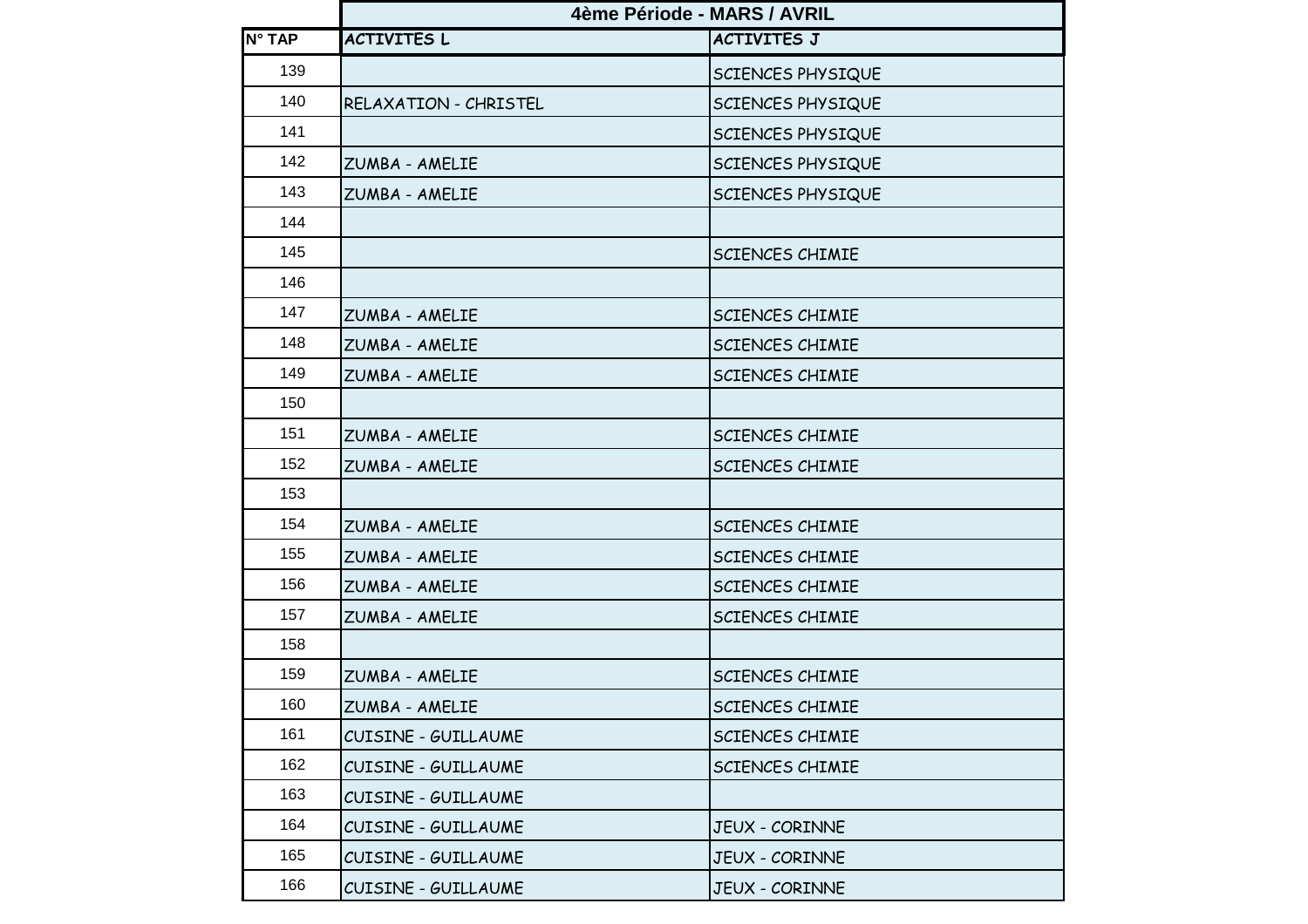| | 4ème Période - MARS / AVRIL | |
|---|---|---|
| N° TAP | ACTIVITES L | ACTIVITES J |
| 139 | | SCIENCES PHYSIQUE |
| 140 | RELAXATION - CHRISTEL | SCIENCES PHYSIQUE |
| 141 | | SCIENCES PHYSIQUE |
| 142 | ZUMBA - AMELIE | SCIENCES PHYSIQUE |
| 143 | ZUMBA - AMELIE | SCIENCES PHYSIQUE |
| 144 | | |
| 145 | | SCIENCES CHIMIE |
| 146 | | |
| 147 | ZUMBA - AMELIE | SCIENCES CHIMIE |
| 148 | ZUMBA - AMELIE | SCIENCES CHIMIE |
| 149 | ZUMBA - AMELIE | SCIENCES CHIMIE |
| 150 | | |
| 151 | ZUMBA - AMELIE | SCIENCES CHIMIE |
| 152 | ZUMBA - AMELIE | SCIENCES CHIMIE |
| 153 | | |
| 154 | ZUMBA - AMELIE | SCIENCES CHIMIE |
| 155 | ZUMBA - AMELIE | SCIENCES CHIMIE |
| 156 | ZUMBA - AMELIE | SCIENCES CHIMIE |
| 157 | ZUMBA - AMELIE | SCIENCES CHIMIE |
| 158 | | |
| 159 | ZUMBA - AMELIE | SCIENCES CHIMIE |
| 160 | ZUMBA - AMELIE | SCIENCES CHIMIE |
| 161 | CUISINE - GUILLAUME | SCIENCES CHIMIE |
| 162 | CUISINE - GUILLAUME | SCIENCES CHIMIE |
| 163 | CUISINE - GUILLAUME | |
| 164 | CUISINE - GUILLAUME | JEUX - CORINNE |
| 165 | CUISINE - GUILLAUME | JEUX - CORINNE |
| 166 | CUISINE - GUILLAUME | JEUX - CORINNE |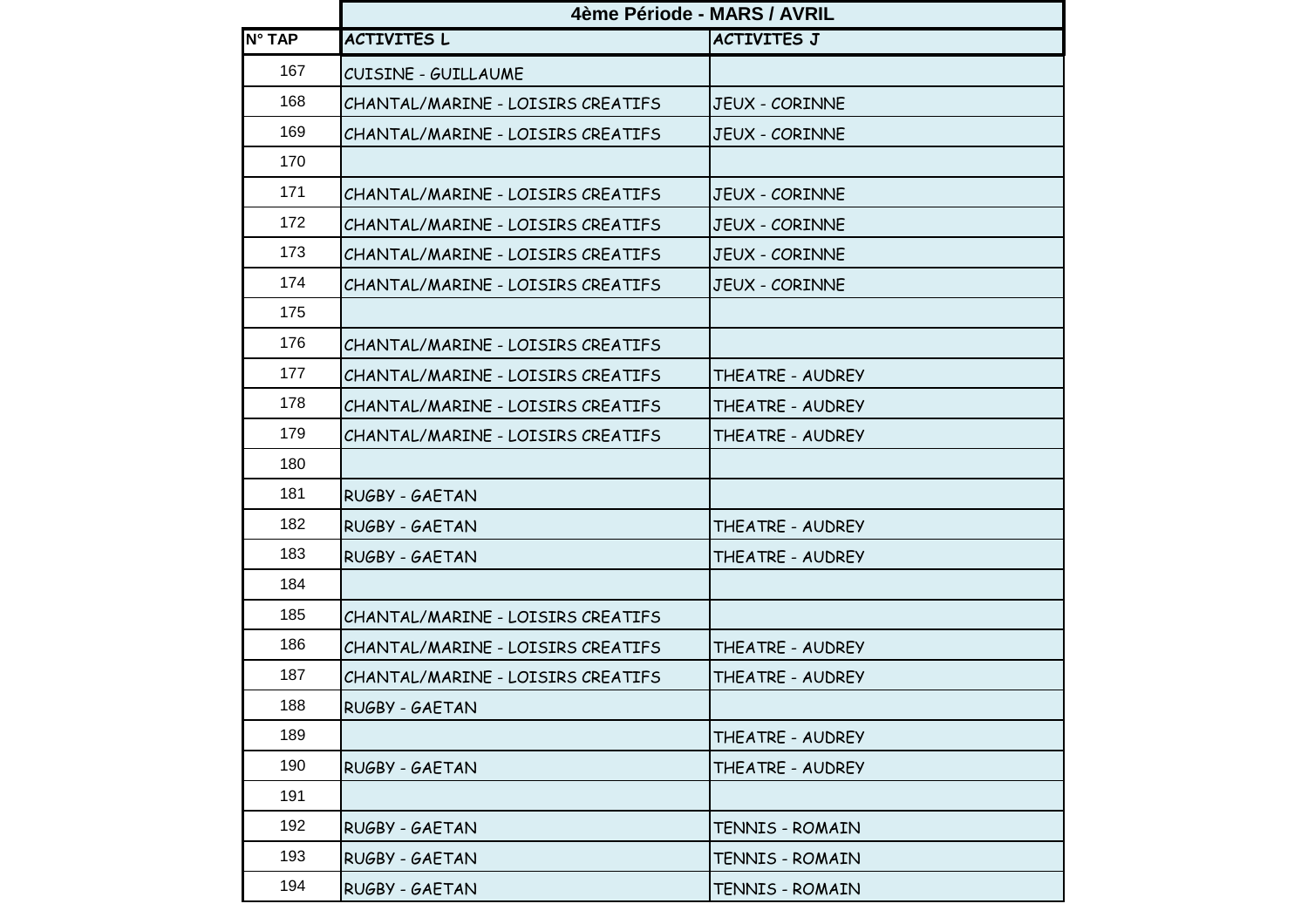| | 4ème Période - MARS / AVRIL | |
|---|---|---|
| N° TAP | ACTIVITES L | ACTIVITES J |
| 167 | CUISINE - GUILLAUME | |
| 168 | CHANTAL/MARINE - LOISIRS CREATIFS | JEUX - CORINNE |
| 169 | CHANTAL/MARINE - LOISIRS CREATIFS | JEUX - CORINNE |
| 170 | | |
| 171 | CHANTAL/MARINE - LOISIRS CREATIFS | JEUX - CORINNE |
| 172 | CHANTAL/MARINE - LOISIRS CREATIFS | JEUX - CORINNE |
| 173 | CHANTAL/MARINE - LOISIRS CREATIFS | JEUX - CORINNE |
| 174 | CHANTAL/MARINE - LOISIRS CREATIFS | JEUX - CORINNE |
| 175 | | |
| 176 | CHANTAL/MARINE - LOISIRS CREATIFS | |
| 177 | CHANTAL/MARINE - LOISIRS CREATIFS | THEATRE - AUDREY |
| 178 | CHANTAL/MARINE - LOISIRS CREATIFS | THEATRE - AUDREY |
| 179 | CHANTAL/MARINE - LOISIRS CREATIFS | THEATRE - AUDREY |
| 180 | | |
| 181 | RUGBY - GAETAN | |
| 182 | RUGBY - GAETAN | THEATRE - AUDREY |
| 183 | RUGBY - GAETAN | THEATRE - AUDREY |
| 184 | | |
| 185 | CHANTAL/MARINE - LOISIRS CREATIFS | |
| 186 | CHANTAL/MARINE - LOISIRS CREATIFS | THEATRE - AUDREY |
| 187 | CHANTAL/MARINE - LOISIRS CREATIFS | THEATRE - AUDREY |
| 188 | RUGBY - GAETAN | |
| 189 | | THEATRE - AUDREY |
| 190 | RUGBY - GAETAN | THEATRE - AUDREY |
| 191 | | |
| 192 | RUGBY - GAETAN | TENNIS - ROMAIN |
| 193 | RUGBY - GAETAN | TENNIS - ROMAIN |
| 194 | RUGBY - GAETAN | TENNIS - ROMAIN |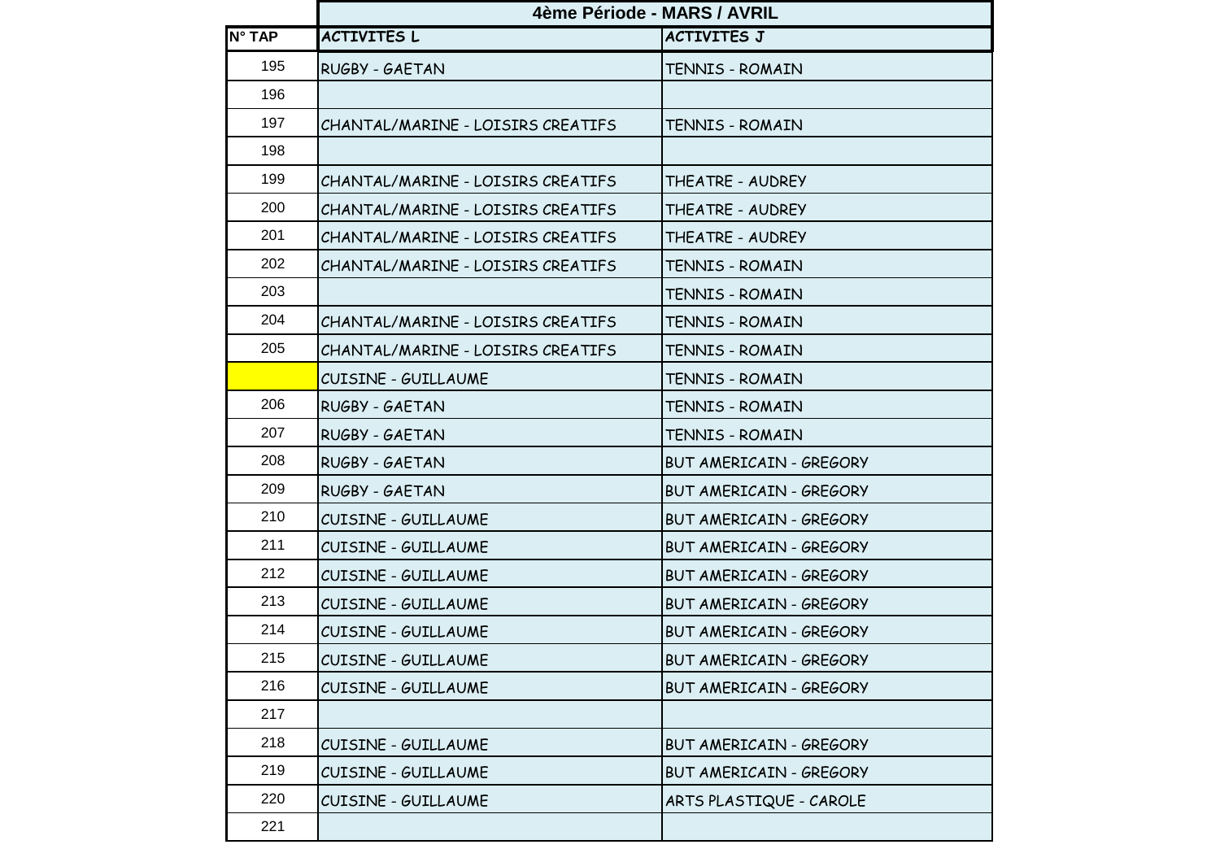| | 4ème Période - MARS / AVRIL | |
|---|---|---|
| N° TAP | ACTIVITES L | ACTIVITES J |
| 195 | RUGBY - GAETAN | TENNIS - ROMAIN |
| 196 | | |
| 197 | CHANTAL/MARINE - LOISIRS CREATIFS | TENNIS - ROMAIN |
| 198 | | |
| 199 | CHANTAL/MARINE - LOISIRS CREATIFS | THEATRE - AUDREY |
| 200 | CHANTAL/MARINE - LOISIRS CREATIFS | THEATRE - AUDREY |
| 201 | CHANTAL/MARINE - LOISIRS CREATIFS | THEATRE - AUDREY |
| 202 | CHANTAL/MARINE - LOISIRS CREATIFS | TENNIS - ROMAIN |
| 203 | | TENNIS - ROMAIN |
| 204 | CHANTAL/MARINE - LOISIRS CREATIFS | TENNIS - ROMAIN |
| 205 | CHANTAL/MARINE - LOISIRS CREATIFS | TENNIS - ROMAIN |
| | CUISINE - GUILLAUME | TENNIS - ROMAIN |
| 206 | RUGBY - GAETAN | TENNIS - ROMAIN |
| 207 | RUGBY - GAETAN | TENNIS - ROMAIN |
| 208 | RUGBY - GAETAN | BUT AMERICAIN - GREGORY |
| 209 | RUGBY - GAETAN | BUT AMERICAIN - GREGORY |
| 210 | CUISINE - GUILLAUME | BUT AMERICAIN - GREGORY |
| 211 | CUISINE - GUILLAUME | BUT AMERICAIN - GREGORY |
| 212 | CUISINE - GUILLAUME | BUT AMERICAIN - GREGORY |
| 213 | CUISINE - GUILLAUME | BUT AMERICAIN - GREGORY |
| 214 | CUISINE - GUILLAUME | BUT AMERICAIN - GREGORY |
| 215 | CUISINE - GUILLAUME | BUT AMERICAIN - GREGORY |
| 216 | CUISINE - GUILLAUME | BUT AMERICAIN - GREGORY |
| 217 | | |
| 218 | CUISINE - GUILLAUME | BUT AMERICAIN - GREGORY |
| 219 | CUISINE - GUILLAUME | BUT AMERICAIN - GREGORY |
| 220 | CUISINE - GUILLAUME | ARTS PLASTIQUE - CAROLE |
| 221 | | |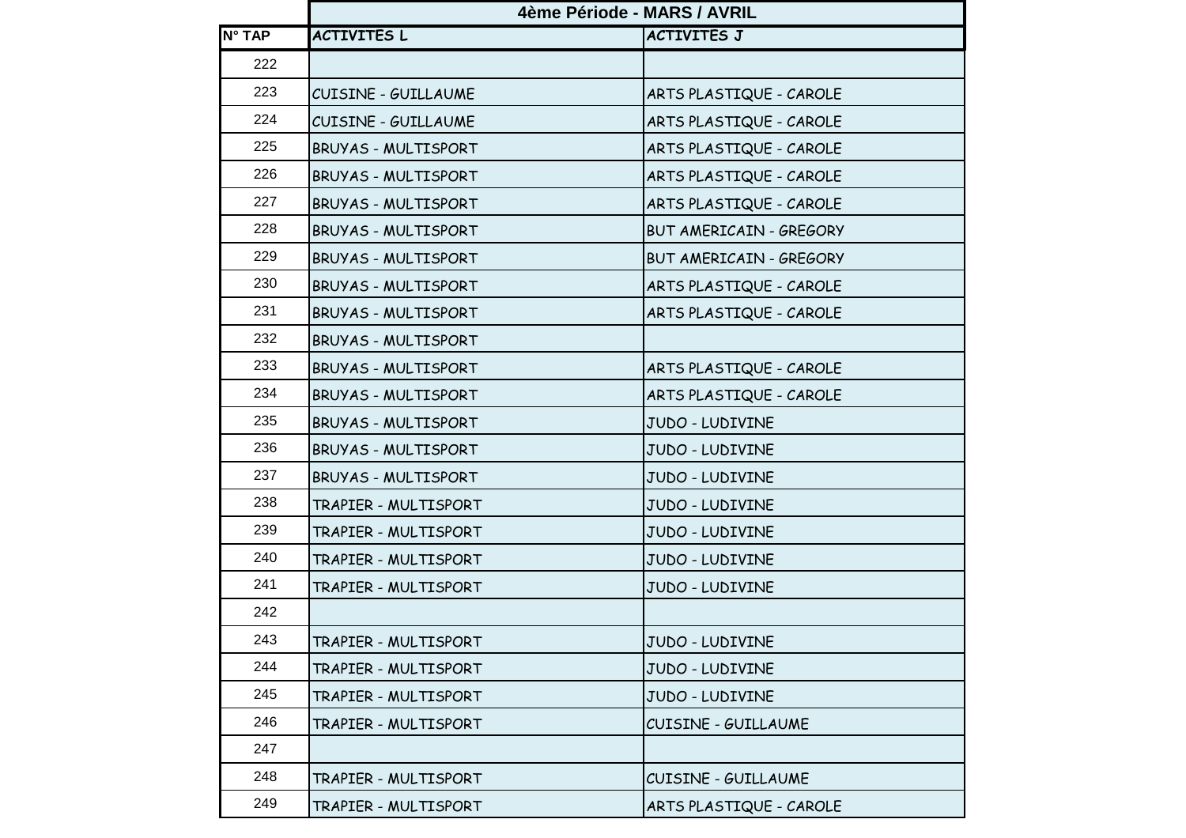| | 4ème Période - MARS / AVRIL | |
|---|---|---|
| N° TAP | ACTIVITES L | ACTIVITES J |
| 222 | | |
| 223 | CUISINE - GUILLAUME | ARTS PLASTIQUE - CAROLE |
| 224 | CUISINE - GUILLAUME | ARTS PLASTIQUE - CAROLE |
| 225 | BRUYAS - MULTISPORT | ARTS PLASTIQUE - CAROLE |
| 226 | BRUYAS - MULTISPORT | ARTS PLASTIQUE - CAROLE |
| 227 | BRUYAS - MULTISPORT | ARTS PLASTIQUE - CAROLE |
| 228 | BRUYAS - MULTISPORT | BUT AMERICAIN - GREGORY |
| 229 | BRUYAS - MULTISPORT | BUT AMERICAIN - GREGORY |
| 230 | BRUYAS - MULTISPORT | ARTS PLASTIQUE - CAROLE |
| 231 | BRUYAS - MULTISPORT | ARTS PLASTIQUE - CAROLE |
| 232 | BRUYAS - MULTISPORT | |
| 233 | BRUYAS - MULTISPORT | ARTS PLASTIQUE - CAROLE |
| 234 | BRUYAS - MULTISPORT | ARTS PLASTIQUE - CAROLE |
| 235 | BRUYAS - MULTISPORT | JUDO - LUDIVINE |
| 236 | BRUYAS - MULTISPORT | JUDO - LUDIVINE |
| 237 | BRUYAS - MULTISPORT | JUDO - LUDIVINE |
| 238 | TRAPIER - MULTISPORT | JUDO - LUDIVINE |
| 239 | TRAPIER - MULTISPORT | JUDO - LUDIVINE |
| 240 | TRAPIER - MULTISPORT | JUDO - LUDIVINE |
| 241 | TRAPIER - MULTISPORT | JUDO - LUDIVINE |
| 242 | | |
| 243 | TRAPIER - MULTISPORT | JUDO - LUDIVINE |
| 244 | TRAPIER - MULTISPORT | JUDO - LUDIVINE |
| 245 | TRAPIER - MULTISPORT | JUDO - LUDIVINE |
| 246 | TRAPIER - MULTISPORT | CUISINE - GUILLAUME |
| 247 | | |
| 248 | TRAPIER - MULTISPORT | CUISINE - GUILLAUME |
| 249 | TRAPIER - MULTISPORT | ARTS PLASTIQUE - CAROLE |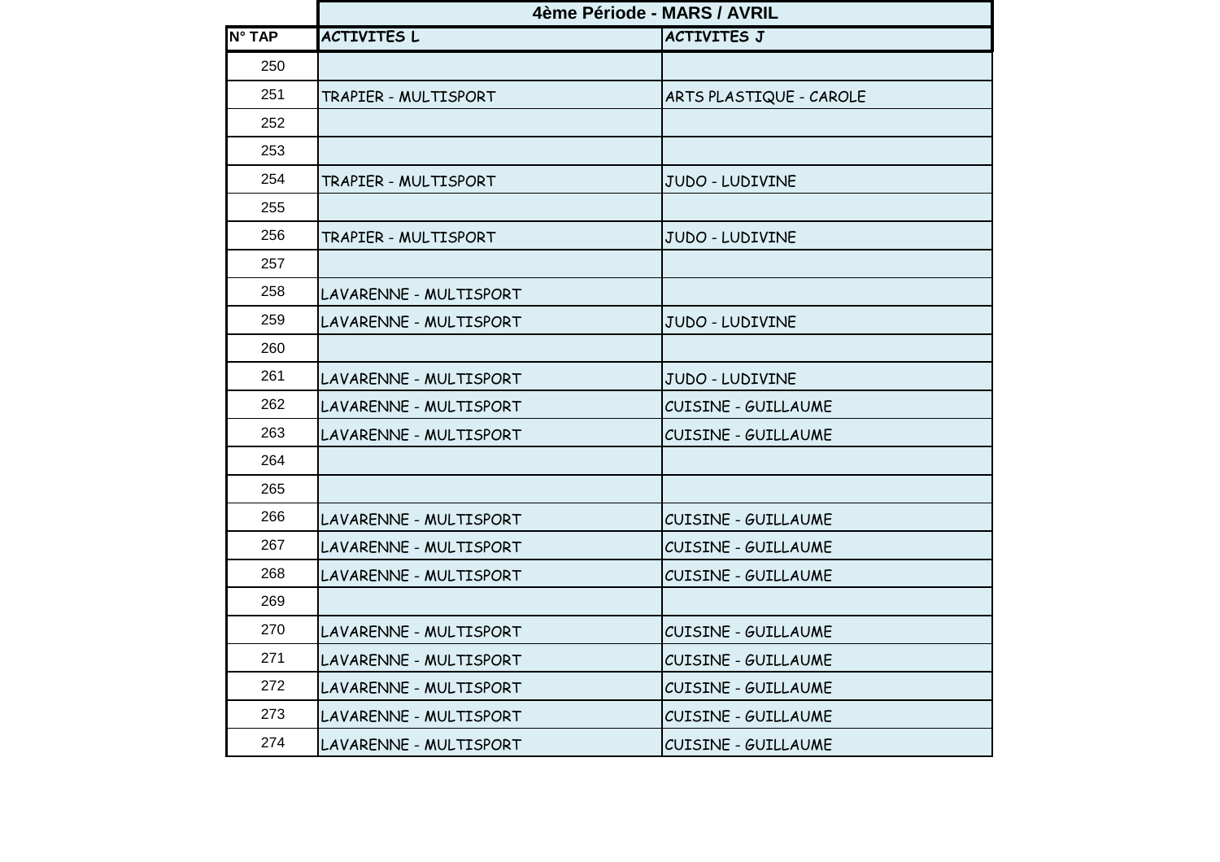| | 4ème Période - MARS / AVRIL | |
|---|---|---|
| N° TAP | ACTIVITES L | ACTIVITES J |
| 250 | | |
| 251 | TRAPIER - MULTISPORT | ARTS PLASTIQUE - CAROLE |
| 252 | | |
| 253 | | |
| 254 | TRAPIER - MULTISPORT | JUDO - LUDIVINE |
| 255 | | |
| 256 | TRAPIER - MULTISPORT | JUDO - LUDIVINE |
| 257 | | |
| 258 | LAVARENNE - MULTISPORT | |
| 259 | LAVARENNE - MULTISPORT | JUDO - LUDIVINE |
| 260 | | |
| 261 | LAVARENNE - MULTISPORT | JUDO - LUDIVINE |
| 262 | LAVARENNE - MULTISPORT | CUISINE - GUILLAUME |
| 263 | LAVARENNE - MULTISPORT | CUISINE - GUILLAUME |
| 264 | | |
| 265 | | |
| 266 | LAVARENNE - MULTISPORT | CUISINE - GUILLAUME |
| 267 | LAVARENNE - MULTISPORT | CUISINE - GUILLAUME |
| 268 | LAVARENNE - MULTISPORT | CUISINE - GUILLAUME |
| 269 | | |
| 270 | LAVARENNE - MULTISPORT | CUISINE - GUILLAUME |
| 271 | LAVARENNE - MULTISPORT | CUISINE - GUILLAUME |
| 272 | LAVARENNE - MULTISPORT | CUISINE - GUILLAUME |
| 273 | LAVARENNE - MULTISPORT | CUISINE - GUILLAUME |
| 274 | LAVARENNE - MULTISPORT | CUISINE - GUILLAUME |